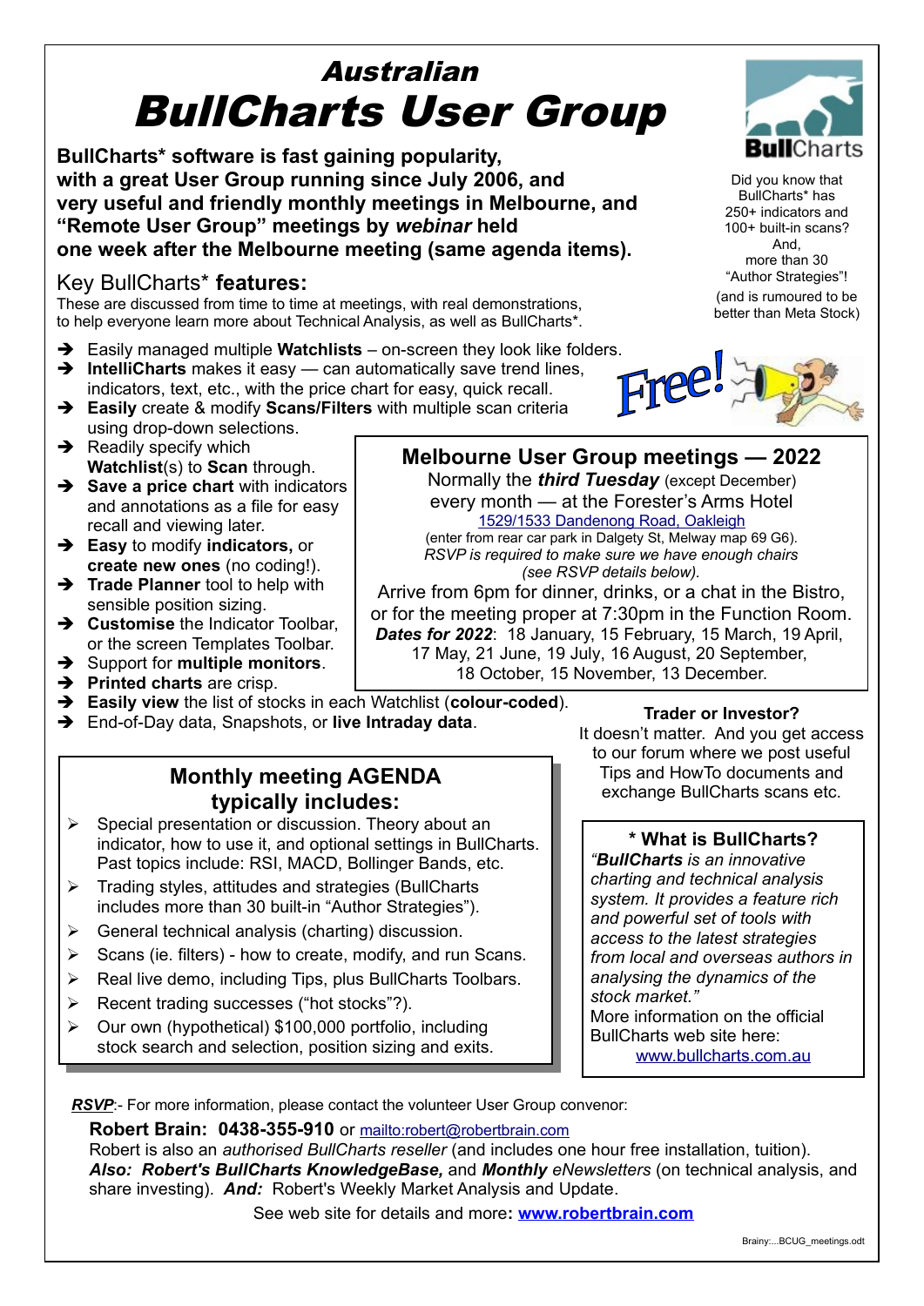# Australian
# BullCharts User Group

**BullCharts* software is fast gaining popularity, with a great User Group running since July 2006, and very useful and friendly monthly meetings in Melbourne, and "Remote User Group" meetings by *webinar* held one week after the Melbourne meeting (same agenda items).**

Did you know that BullCharts* has 250+ indicators and 100+ built-in scans? And, more than 30 "Author Strategies"! (and is rumoured to be better than Meta Stock)

## Key BullCharts* **features:**

These are discussed from time to time at meetings, with real demonstrations, to help everyone learn more about Technical Analysis, as well as BullCharts*.

- Easily managed multiple **Watchlists** – on-screen they look like folders.
- **IntelliCharts** makes it easy — can automatically save trend lines, indicators, text, etc., with the price chart for easy, quick recall.
- **Easily** create & modify **Scans/Filters** with multiple scan criteria using drop-down selections.
- Readily specify which **Watchlist**(s) to **Scan** through.
- **Save a price chart** with indicators and annotations as a file for easy recall and viewing later.
- **Easy** to modify **indicators,** or **create new ones** (no coding!).
- **Trade Planner** tool to help with sensible position sizing.
- **Customise** the Indicator Toolbar, or the screen Templates Toolbar.
- Support for **multiple monitors**.
- **Printed charts** are crisp.
- **Easily view** the list of stocks in each Watchlist (**colour-coded**).
- End-of-Day data, Snapshots, or **live Intraday data**.

Free!

## Melbourne User Group meetings — 2022

Normally the ***third Tuesday*** (except December) every month — at the Forester's Arms Hotel
1529/1533 Dandenong Road, Oakleigh
(enter from rear car park in Dalgety St, Melway map 69 G6).
*RSVP is required to make sure we have enough chairs (see RSVP details below).*

Arrive from 6pm for dinner, drinks, or a chat in the Bistro, or for the meeting proper at 7:30pm in the Function Room.
***Dates for 2022***: 18 January, 15 February, 15 March, 19 April, 17 May, 21 June, 19 July, 16 August, 20 September, 18 October, 15 November, 13 December.

### Trader or Investor?

It doesn't matter. And you get access to our forum where we post useful Tips and HowTo documents and exchange BullCharts scans etc.

## Monthly meeting AGENDA typically includes:

- Special presentation or discussion. Theory about an indicator, how to use it, and optional settings in BullCharts. Past topics include: RSI, MACD, Bollinger Bands, etc.
- Trading styles, attitudes and strategies (BullCharts includes more than 30 built-in "Author Strategies").
- General technical analysis (charting) discussion.
- Scans (ie. filters) - how to create, modify, and run Scans.
- Real live demo, including Tips, plus BullCharts Toolbars.
- Recent trading successes ("hot stocks"?).
- Our own (hypothetical) $100,000 portfolio, including stock search and selection, position sizing and exits.

### * What is BullCharts?

*"**BullCharts** is an innovative charting and technical analysis system. It provides a feature rich and powerful set of tools with access to the latest strategies from local and overseas authors in analysing the dynamics of the stock market."*
More information on the official BullCharts web site here:
www.bullcharts.com.au

***RSVP***:- For more information, please contact the volunteer User Group convenor:

**Robert Brain: 0438-355-910** or mailto:robert@robertbrain.com
Robert is also an *authorised BullCharts reseller* (and includes one hour free installation, tuition).
***Also: Robert's BullCharts KnowledgeBase,*** and ***Monthly*** *eNewsletters* (on technical analysis, and share investing). ***And:*** Robert's Weekly Market Analysis and Update.

See web site for details and more**: www.robertbrain.com**

Brainy:...BCUG_meetings.odt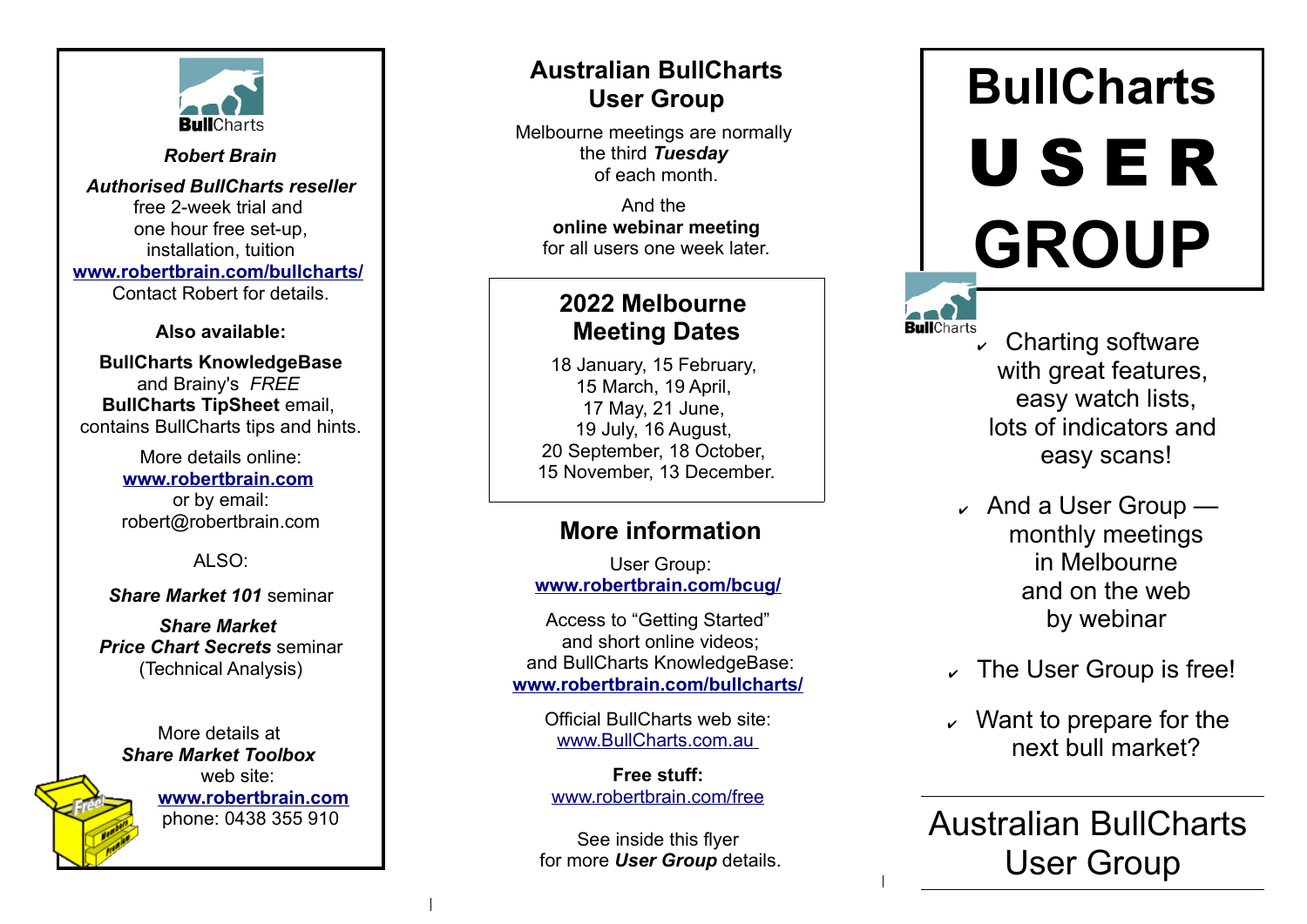BullCharts

***Robert Brain***

***Authorised BullCharts reseller***
free 2-week trial and
one hour free set-up,
installation, tuition
**www.robertbrain.com/bullcharts/**
Contact Robert for details.

**Also available:**

**BullCharts KnowledgeBase**
and Brainy's *FREE*
**BullCharts TipSheet** email,
contains BullCharts tips and hints.

More details online:
**www.robertbrain.com**
or by email:
robert@robertbrain.com

ALSO:

***Share Market 101*** seminar

***Share Market***
***Price Chart Secrets*** seminar
(Technical Analysis)

More details at
***Share Market Toolbox***
web site:
**www.robertbrain.com**
phone: 0438 355 910

## Australian BullCharts User Group

Melbourne meetings are normally
the third ***Tuesday***
of each month.

And the
**online webinar meeting**
for all users one week later.

### 2022 Melbourne Meeting Dates

18 January, 15 February,
15 March, 19 April,
17 May, 21 June,
19 July, 16 August,
20 September, 18 October,
15 November, 13 December.

### More information

User Group:
**www.robertbrain.com/bcug/**

Access to "Getting Started"
and short online videos;
and BullCharts KnowledgeBase:
**www.robertbrain.com/bullcharts/**

Official BullCharts web site:
www.BullCharts.com.au

**Free stuff:**
www.robertbrain.com/free

See inside this flyer
for more ***User Group*** details.

# BullCharts USER GROUP

BullCharts

- Charting software with great features, easy watch lists, lots of indicators and easy scans!
- And a User Group — monthly meetings in Melbourne and on the web by webinar
- The User Group is free!
- Want to prepare for the next bull market?

Australian BullCharts User Group